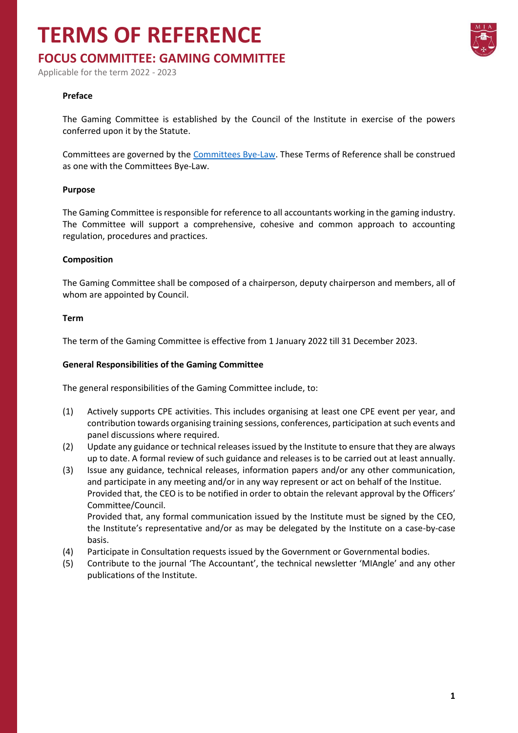# TERMS OF REFERENCE

## FOCUS COMMITTEE: GAMING COMMITTEE

Applicable for the term 2022 - 2023

**Preface**

The Gaming Committee is established by the Council of the Institute in exercise of the powers conferred upon it by the Statute.

Committees are governed by the Committees Bye-Law. These Terms of Reference shall be construed as one with the Committees Bye-Law.

**Purpose**

The Gaming Committee is responsible for reference to all accountants working in the gaming industry. The Committee will support a comprehensive, cohesive and common approach to accounting regulation, procedures and practices.

**Composition**

The Gaming Committee shall be composed of a chairperson, deputy chairperson and members, all of whom are appointed by Council.

**Term**

The term of the Gaming Committee is effective from 1 January 2022 till 31 December 2023.

**General Responsibilities of the Gaming Committee**

The general responsibilities of the Gaming Committee include, to:

(1) Actively supports CPE activities. This includes organising at least one CPE event per year, and contribution towards organising training sessions, conferences, participation at such events and panel discussions where required.

(2) Update any guidance or technical releases issued by the Institute to ensure that they are always up to date. A formal review of such guidance and releases is to be carried out at least annually.

(3) Issue any guidance, technical releases, information papers and/or any other communication, and participate in any meeting and/or in any way represent or act on behalf of the Institue.
Provided that, the CEO is to be notified in order to obtain the relevant approval by the Officers' Committee/Council.
Provided that, any formal communication issued by the Institute must be signed by the CEO, the Institute's representative and/or as may be delegated by the Institute on a case-by-case basis.

(4) Participate in Consultation requests issued by the Government or Governmental bodies.

(5) Contribute to the journal 'The Accountant', the technical newsletter 'MIAngle' and any other publications of the Institute.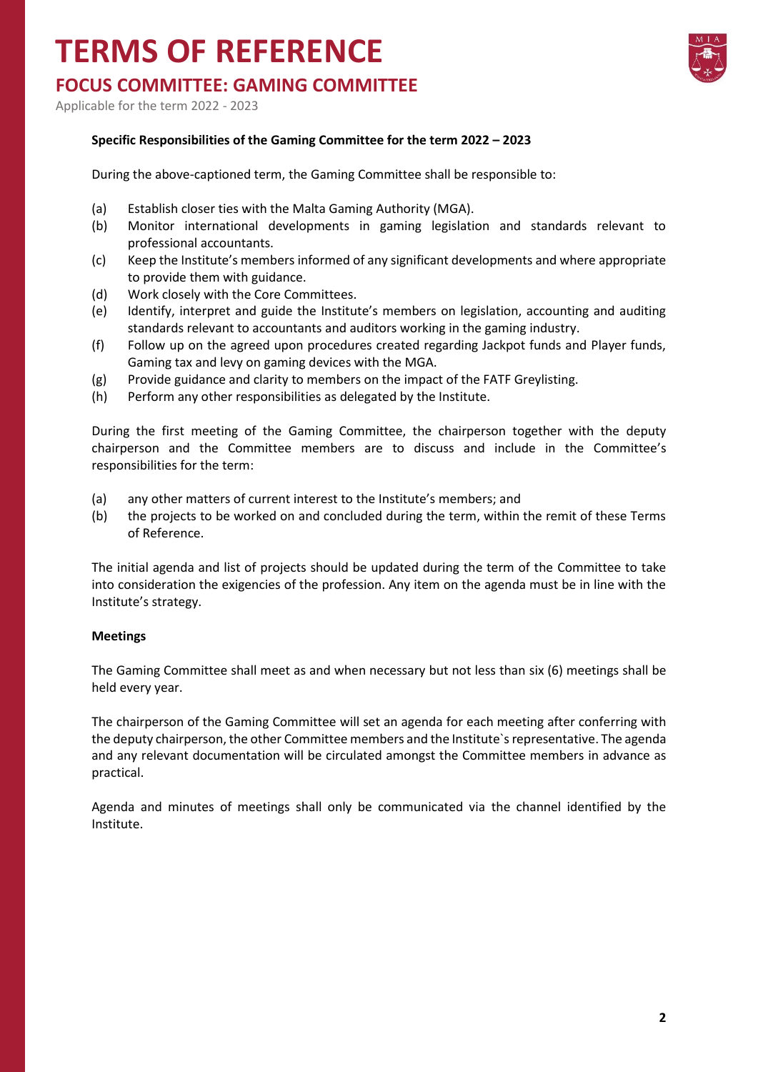# TERMS OF REFERENCE

## FOCUS COMMITTEE: GAMING COMMITTEE

Applicable for the term 2022 - 2023

**Specific Responsibilities of the Gaming Committee for the term 2022 – 2023**

During the above-captioned term, the Gaming Committee shall be responsible to:

- (a) Establish closer ties with the Malta Gaming Authority (MGA).
- (b) Monitor international developments in gaming legislation and standards relevant to professional accountants.
- (c) Keep the Institute's members informed of any significant developments and where appropriate to provide them with guidance.
- (d) Work closely with the Core Committees.
- (e) Identify, interpret and guide the Institute's members on legislation, accounting and auditing standards relevant to accountants and auditors working in the gaming industry.
- (f) Follow up on the agreed upon procedures created regarding Jackpot funds and Player funds, Gaming tax and levy on gaming devices with the MGA.
- (g) Provide guidance and clarity to members on the impact of the FATF Greylisting.
- (h) Perform any other responsibilities as delegated by the Institute.

During the first meeting of the Gaming Committee, the chairperson together with the deputy chairperson and the Committee members are to discuss and include in the Committee's responsibilities for the term:

- (a) any other matters of current interest to the Institute's members; and
- (b) the projects to be worked on and concluded during the term, within the remit of these Terms of Reference.

The initial agenda and list of projects should be updated during the term of the Committee to take into consideration the exigencies of the profession. Any item on the agenda must be in line with the Institute's strategy.

**Meetings**

The Gaming Committee shall meet as and when necessary but not less than six (6) meetings shall be held every year.

The chairperson of the Gaming Committee will set an agenda for each meeting after conferring with the deputy chairperson, the other Committee members and the Institute`s representative. The agenda and any relevant documentation will be circulated amongst the Committee members in advance as practical.

Agenda and minutes of meetings shall only be communicated via the channel identified by the Institute.